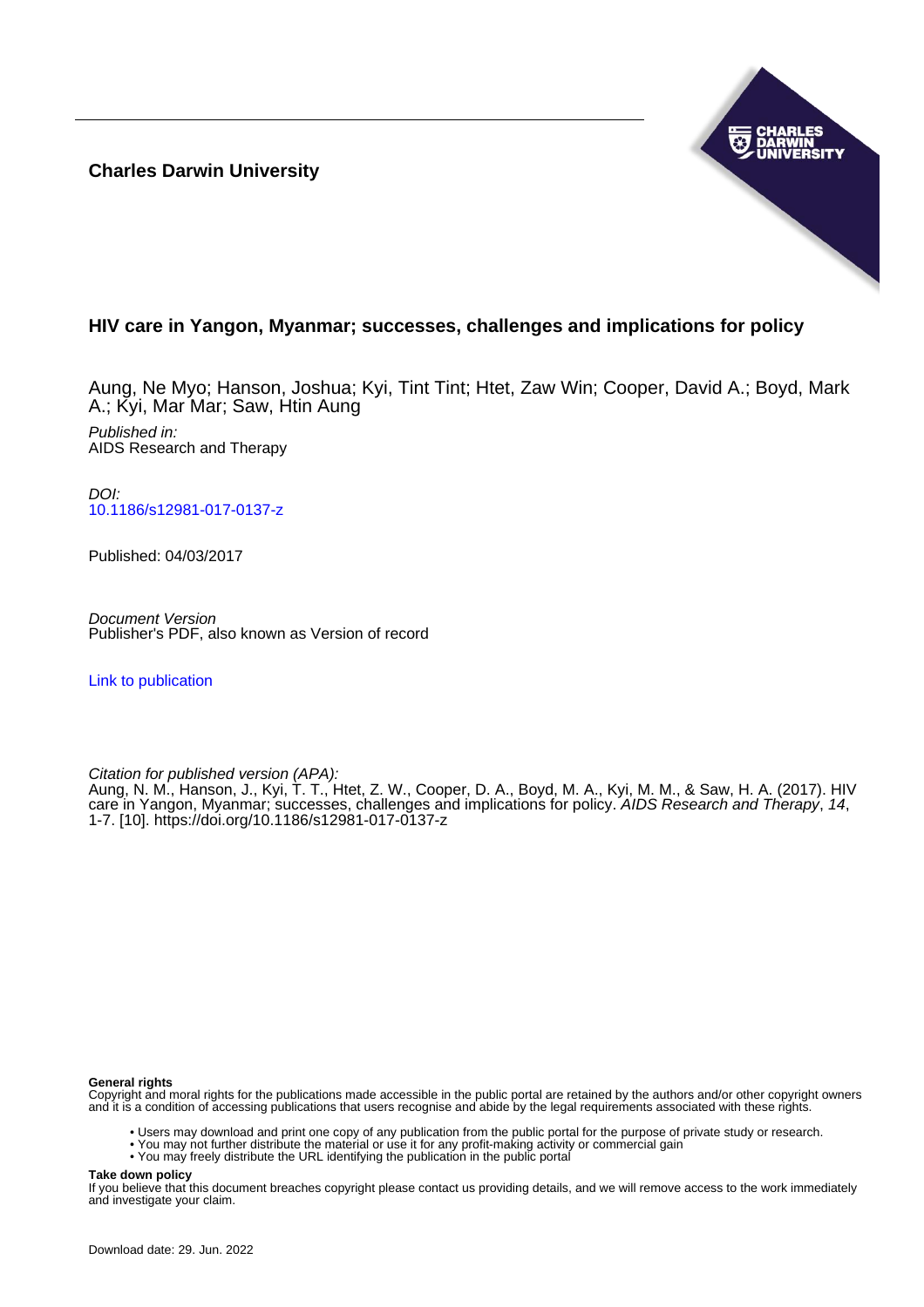**Charles Darwin University**

# HIV care in Yangon, Myanmar; successes, challenges and implications for policy

Aung, Ne Myo; Hanson, Joshua; Kyi, Tint Tint; Htet, Zaw Win; Cooper, David A.; Boyd, Mark A.; Kyi, Mar Mar; Saw, Htin Aung

*Published in:*
AIDS Research and Therapy

*DOI:*
10.1186/s12981-017-0137-z

Published: 04/03/2017

*Document Version*
Publisher's PDF, also known as Version of record

Link to publication

*Citation for published version (APA):*
Aung, N. M., Hanson, J., Kyi, T. T., Htet, Z. W., Cooper, D. A., Boyd, M. A., Kyi, M. M., & Saw, H. A. (2017). HIV care in Yangon, Myanmar; successes, challenges and implications for policy. *AIDS Research and Therapy*, *14*, 1-7. [10]. https://doi.org/10.1186/s12981-017-0137-z

**General rights**
Copyright and moral rights for the publications made accessible in the public portal are retained by the authors and/or other copyright owners and it is a condition of accessing publications that users recognise and abide by the legal requirements associated with these rights.

- Users may download and print one copy of any publication from the public portal for the purpose of private study or research.
- You may not further distribute the material or use it for any profit-making activity or commercial gain
- You may freely distribute the URL identifying the publication in the public portal

**Take down policy**
If you believe that this document breaches copyright please contact us providing details, and we will remove access to the work immediately and investigate your claim.

Download date: 29. Jun. 2022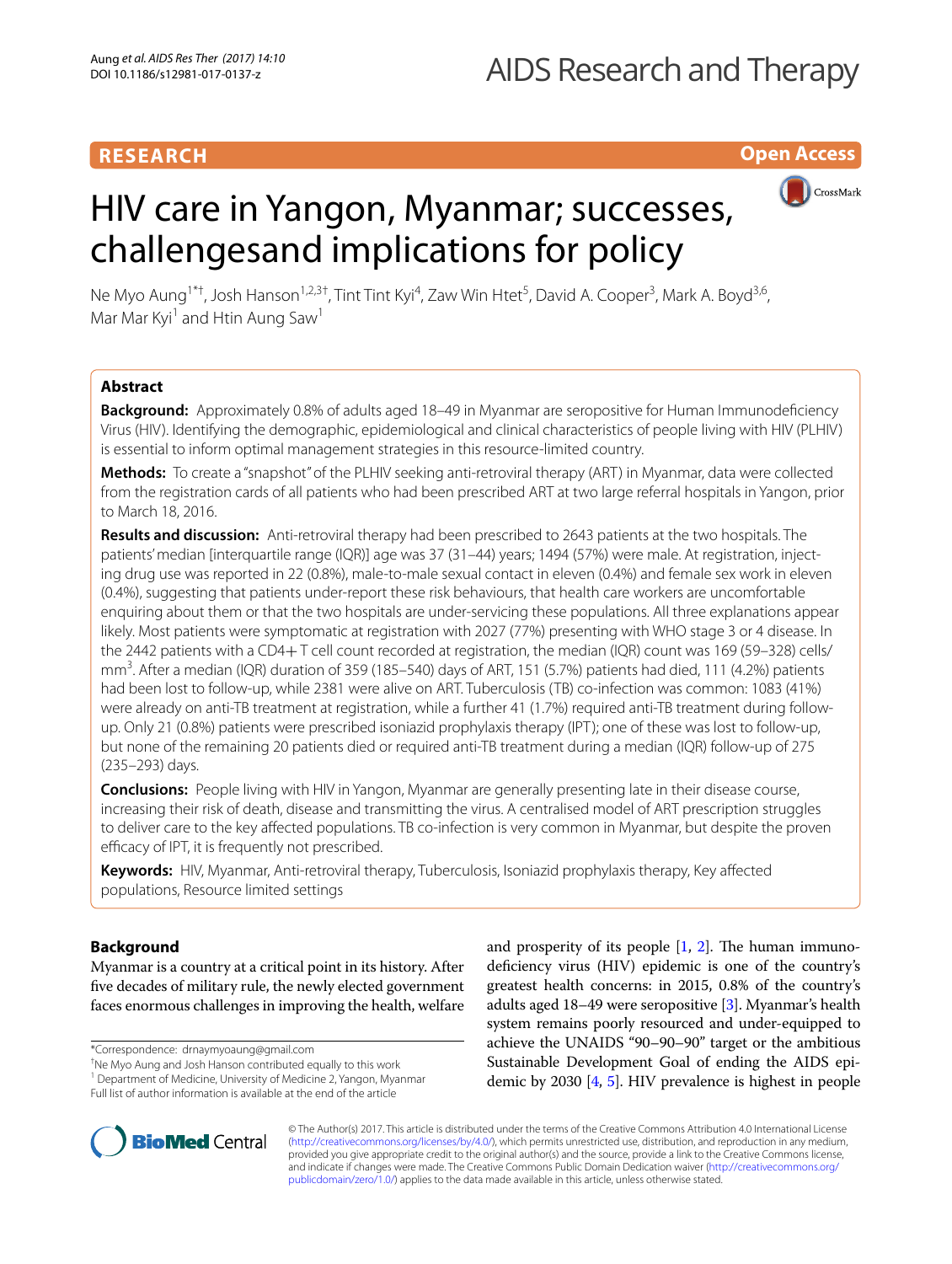# HIV care in Yangon, Myanmar; successes, challengesand implications for policy

Ne Myo Aung[1*†], Josh Hanson[1,2,3†], Tint Tint Kyi[4], Zaw Win Htet[5], David A. Cooper[3], Mark A. Boyd[3,6], Mar Mar Kyi[1] and Htin Aung Saw[1]

## Abstract

**Background:** Approximately 0.8% of adults aged 18–49 in Myanmar are seropositive for Human Immunodeficiency Virus (HIV). Identifying the demographic, epidemiological and clinical characteristics of people living with HIV (PLHIV) is essential to inform optimal management strategies in this resource-limited country.

**Methods:** To create a "snapshot" of the PLHIV seeking anti-retroviral therapy (ART) in Myanmar, data were collected from the registration cards of all patients who had been prescribed ART at two large referral hospitals in Yangon, prior to March 18, 2016.

**Results and discussion:** Anti-retroviral therapy had been prescribed to 2643 patients at the two hospitals. The patients' median [interquartile range (IQR)] age was 37 (31–44) years; 1494 (57%) were male. At registration, injecting drug use was reported in 22 (0.8%), male-to-male sexual contact in eleven (0.4%) and female sex work in eleven (0.4%), suggesting that patients under-report these risk behaviours, that health care workers are uncomfortable enquiring about them or that the two hospitals are under-servicing these populations. All three explanations appear likely. Most patients were symptomatic at registration with 2027 (77%) presenting with WHO stage 3 or 4 disease. In the 2442 patients with a CD4+ T cell count recorded at registration, the median (IQR) count was 169 (59–328) cells/mm$^3$. After a median (IQR) duration of 359 (185–540) days of ART, 151 (5.7%) patients had died, 111 (4.2%) patients had been lost to follow-up, while 2381 were alive on ART. Tuberculosis (TB) co-infection was common: 1083 (41%) were already on anti-TB treatment at registration, while a further 41 (1.7%) required anti-TB treatment during follow-up. Only 21 (0.8%) patients were prescribed isoniazid prophylaxis therapy (IPT); one of these was lost to follow-up, but none of the remaining 20 patients died or required anti-TB treatment during a median (IQR) follow-up of 275 (235–293) days.

**Conclusions:** People living with HIV in Yangon, Myanmar are generally presenting late in their disease course, increasing their risk of death, disease and transmitting the virus. A centralised model of ART prescription struggles to deliver care to the key affected populations. TB co-infection is very common in Myanmar, but despite the proven efficacy of IPT, it is frequently not prescribed.

**Keywords:** HIV, Myanmar, Anti-retroviral therapy, Tuberculosis, Isoniazid prophylaxis therapy, Key affected populations, Resource limited settings

## Background

Myanmar is a country at a critical point in its history. After five decades of military rule, the newly elected government faces enormous challenges in improving the health, welfare and prosperity of its people [1, 2]. The human immunodeficiency virus (HIV) epidemic is one of the country's greatest health concerns: in 2015, 0.8% of the country's adults aged 18–49 were seropositive [3]. Myanmar's health system remains poorly resourced and under-equipped to achieve the UNAIDS "90–90–90" target or the ambitious Sustainable Development Goal of ending the AIDS epidemic by 2030 [4, 5]. HIV prevalence is highest in people

*Correspondence: drnaymyoaung@gmail.com
†Ne Myo Aung and Josh Hanson contributed equally to this work
[1] Department of Medicine, University of Medicine 2, Yangon, Myanmar
Full list of author information is available at the end of the article

© The Author(s) 2017. This article is distributed under the terms of the Creative Commons Attribution 4.0 International License (http://creativecommons.org/licenses/by/4.0/), which permits unrestricted use, distribution, and reproduction in any medium, provided you give appropriate credit to the original author(s) and the source, provide a link to the Creative Commons license, and indicate if changes were made. The Creative Commons Public Domain Dedication waiver (http://creativecommons.org/publicdomain/zero/1.0/) applies to the data made available in this article, unless otherwise stated.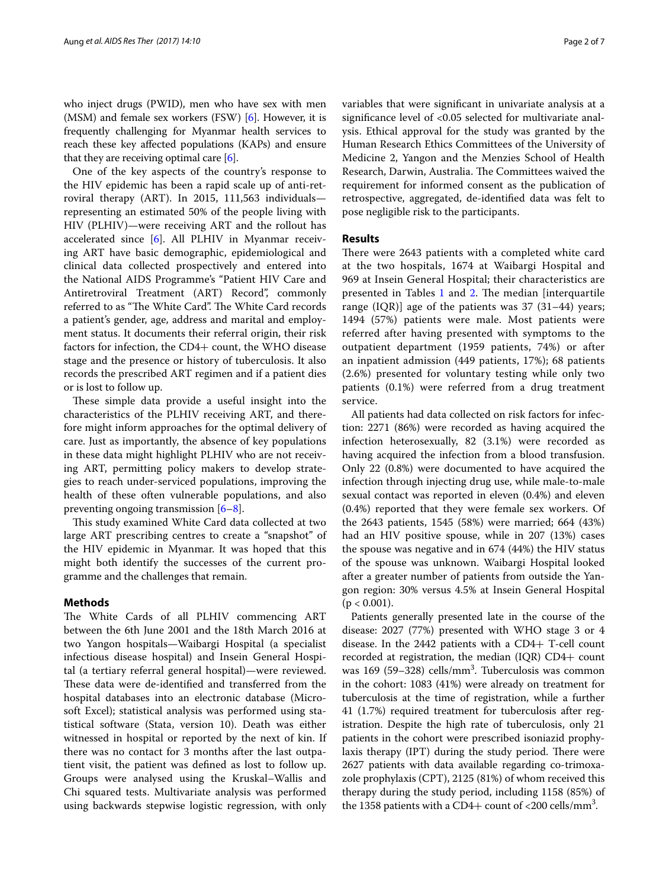who inject drugs (PWID), men who have sex with men (MSM) and female sex workers (FSW) [6]. However, it is frequently challenging for Myanmar health services to reach these key affected populations (KAPs) and ensure that they are receiving optimal care [6].

One of the key aspects of the country's response to the HIV epidemic has been a rapid scale up of anti-retroviral therapy (ART). In 2015, 111,563 individuals—representing an estimated 50% of the people living with HIV (PLHIV)—were receiving ART and the rollout has accelerated since [6]. All PLHIV in Myanmar receiving ART have basic demographic, epidemiological and clinical data collected prospectively and entered into the National AIDS Programme's "Patient HIV Care and Antiretroviral Treatment (ART) Record", commonly referred to as "The White Card". The White Card records a patient's gender, age, address and marital and employment status. It documents their referral origin, their risk factors for infection, the CD4+ count, the WHO disease stage and the presence or history of tuberculosis. It also records the prescribed ART regimen and if a patient dies or is lost to follow up.

These simple data provide a useful insight into the characteristics of the PLHIV receiving ART, and therefore might inform approaches for the optimal delivery of care. Just as importantly, the absence of key populations in these data might highlight PLHIV who are not receiving ART, permitting policy makers to develop strategies to reach under-serviced populations, improving the health of these often vulnerable populations, and also preventing ongoing transmission [6–8].

This study examined White Card data collected at two large ART prescribing centres to create a "snapshot" of the HIV epidemic in Myanmar. It was hoped that this might both identify the successes of the current programme and the challenges that remain.

## Methods

The White Cards of all PLHIV commencing ART between the 6th June 2001 and the 18th March 2016 at two Yangon hospitals—Waibargi Hospital (a specialist infectious disease hospital) and Insein General Hospital (a tertiary referral general hospital)—were reviewed. These data were de-identified and transferred from the hospital databases into an electronic database (Microsoft Excel); statistical analysis was performed using statistical software (Stata, version 10). Death was either witnessed in hospital or reported by the next of kin. If there was no contact for 3 months after the last outpatient visit, the patient was defined as lost to follow up. Groups were analysed using the Kruskal–Wallis and Chi squared tests. Multivariate analysis was performed using backwards stepwise logistic regression, with only variables that were significant in univariate analysis at a significance level of <0.05 selected for multivariate analysis. Ethical approval for the study was granted by the Human Research Ethics Committees of the University of Medicine 2, Yangon and the Menzies School of Health Research, Darwin, Australia. The Committees waived the requirement for informed consent as the publication of retrospective, aggregated, de-identified data was felt to pose negligible risk to the participants.

## Results

There were 2643 patients with a completed white card at the two hospitals, 1674 at Waibargi Hospital and 969 at Insein General Hospital; their characteristics are presented in Tables 1 and 2. The median [interquartile range (IQR)] age of the patients was 37 (31–44) years; 1494 (57%) patients were male. Most patients were referred after having presented with symptoms to the outpatient department (1959 patients, 74%) or after an inpatient admission (449 patients, 17%); 68 patients (2.6%) presented for voluntary testing while only two patients (0.1%) were referred from a drug treatment service.

All patients had data collected on risk factors for infection: 2271 (86%) were recorded as having acquired the infection heterosexually, 82 (3.1%) were recorded as having acquired the infection from a blood transfusion. Only 22 (0.8%) were documented to have acquired the infection through injecting drug use, while male-to-male sexual contact was reported in eleven (0.4%) and eleven (0.4%) reported that they were female sex workers. Of the 2643 patients, 1545 (58%) were married; 664 (43%) had an HIV positive spouse, while in 207 (13%) cases the spouse was negative and in 674 (44%) the HIV status of the spouse was unknown. Waibargi Hospital looked after a greater number of patients from outside the Yangon region: 30% versus 4.5% at Insein General Hospital ($p < 0.001$).

Patients generally presented late in the course of the disease: 2027 (77%) presented with WHO stage 3 or 4 disease. In the 2442 patients with a CD4+ T-cell count recorded at registration, the median (IQR) CD4+ count was 169 (59–328) cells/mm$^3$. Tuberculosis was common in the cohort: 1083 (41%) were already on treatment for tuberculosis at the time of registration, while a further 41 (1.7%) required treatment for tuberculosis after registration. Despite the high rate of tuberculosis, only 21 patients in the cohort were prescribed isoniazid prophylaxis therapy (IPT) during the study period. There were 2627 patients with data available regarding co-trimoxazole prophylaxis (CPT), 2125 (81%) of whom received this therapy during the study period, including 1158 (85%) of the 1358 patients with a CD4+ count of <200 cells/mm$^3$.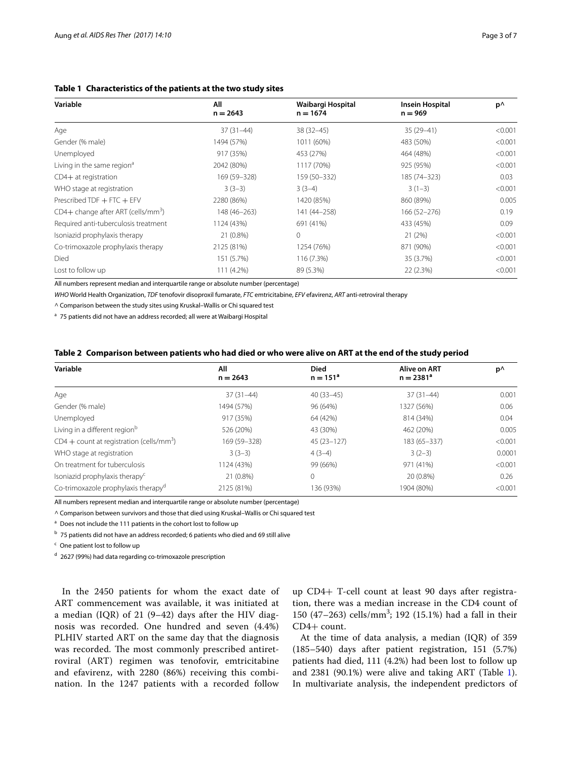**Table 1 Characteristics of the patients at the two study sites**

| Variable | All n = 2643 | Waibargi Hospital n = 1674 | Insein Hospital n = 969 | p^ |
|---|---|---|---|---|
| Age | 37 (31–44) | 38 (32–45) | 35 (29–41) | <0.001 |
| Gender (% male) | 1494 (57%) | 1011 (60%) | 483 (50%) | <0.001 |
| Unemployed | 917 (35%) | 453 (27%) | 464 (48%) | <0.001 |
| Living in the same region[a] | 2042 (80%) | 1117 (70%) | 925 (95%) | <0.001 |
| CD4+ at registration | 169 (59–328) | 159 (50–332) | 185 (74–323) | 0.03 |
| WHO stage at registration | 3 (3–3) | 3 (3–4) | 3 (1–3) | <0.001 |
| Prescribed TDF + FTC + EFV | 2280 (86%) | 1420 (85%) | 860 (89%) | 0.005 |
| CD4+ change after ART (cells/mm$^3$) | 148 (46–263) | 141 (44–258) | 166 (52–276) | 0.19 |
| Required anti-tuberculosis treatment | 1124 (43%) | 691 (41%) | 433 (45%) | 0.09 |
| Isoniazid prophylaxis therapy | 21 (0.8%) | 0 | 21 (2%) | <0.001 |
| Co-trimoxazole prophylaxis therapy | 2125 (81%) | 1254 (76%) | 871 (90%) | <0.001 |
| Died | 151 (5.7%) | 116 (7.3%) | 35 (3.7%) | <0.001 |
| Lost to follow up | 111 (4.2%) | 89 (5.3%) | 22 (2.3%) | <0.001 |

All numbers represent median and interquartile range or absolute number (percentage)

*WHO* World Health Organization, *TDF* tenofovir disoproxil fumarate, *FTC* emtricitabine, *EFV* efavirenz, *ART* anti-retroviral therapy

^ Comparison between the study sites using Kruskal–Wallis or Chi squared test

[a] 75 patients did not have an address recorded; all were at Waibargi Hospital

**Table 2 Comparison between patients who had died or who were alive on ART at the end of the study period**

| Variable | All n = 2643 | Died n = 151[a] | Alive on ART n = 2381[a] | p^ |
|---|---|---|---|---|
| Age | 37 (31–44) | 40 (33–45) | 37 (31–44) | 0.001 |
| Gender (% male) | 1494 (57%) | 96 (64%) | 1327 (56%) | 0.06 |
| Unemployed | 917 (35%) | 64 (42%) | 814 (34%) | 0.04 |
| Living in a different region[b] | 526 (20%) | 43 (30%) | 462 (20%) | 0.005 |
| CD4 + count at registration (cells/mm$^3$) | 169 (59–328) | 45 (23–127) | 183 (65–337) | <0.001 |
| WHO stage at registration | 3 (3–3) | 4 (3–4) | 3 (2–3) | 0.0001 |
| On treatment for tuberculosis | 1124 (43%) | 99 (66%) | 971 (41%) | <0.001 |
| Isoniazid prophylaxis therapy[c] | 21 (0.8%) | 0 | 20 (0.8%) | 0.26 |
| Co-trimoxazole prophylaxis therapy[d] | 2125 (81%) | 136 (93%) | 1904 (80%) | <0.001 |

All numbers represent median and interquartile range or absolute number (percentage)

^ Comparison between survivors and those that died using Kruskal–Wallis or Chi squared test

[a] Does not include the 111 patients in the cohort lost to follow up

[b] 75 patients did not have an address recorded; 6 patients who died and 69 still alive

[c] One patient lost to follow up

[d] 2627 (99%) had data regarding co-trimoxazole prescription

In the 2450 patients for whom the exact date of ART commencement was available, it was initiated at a median (IQR) of 21 (9–42) days after the HIV diagnosis was recorded. One hundred and seven (4.4%) PLHIV started ART on the same day that the diagnosis was recorded. The most commonly prescribed antiretroviral (ART) regimen was tenofovir, emtricitabine and efavirenz, with 2280 (86%) receiving this combination. In the 1247 patients with a recorded follow up CD4+ T-cell count at least 90 days after registration, there was a median increase in the CD4 count of 150 (47–263) cells/mm$^3$; 192 (15.1%) had a fall in their CD4+ count.

At the time of data analysis, a median (IQR) of 359 (185–540) days after patient registration, 151 (5.7%) patients had died, 111 (4.2%) had been lost to follow up and 2381 (90.1%) were alive and taking ART (Table 1). In multivariate analysis, the independent predictors of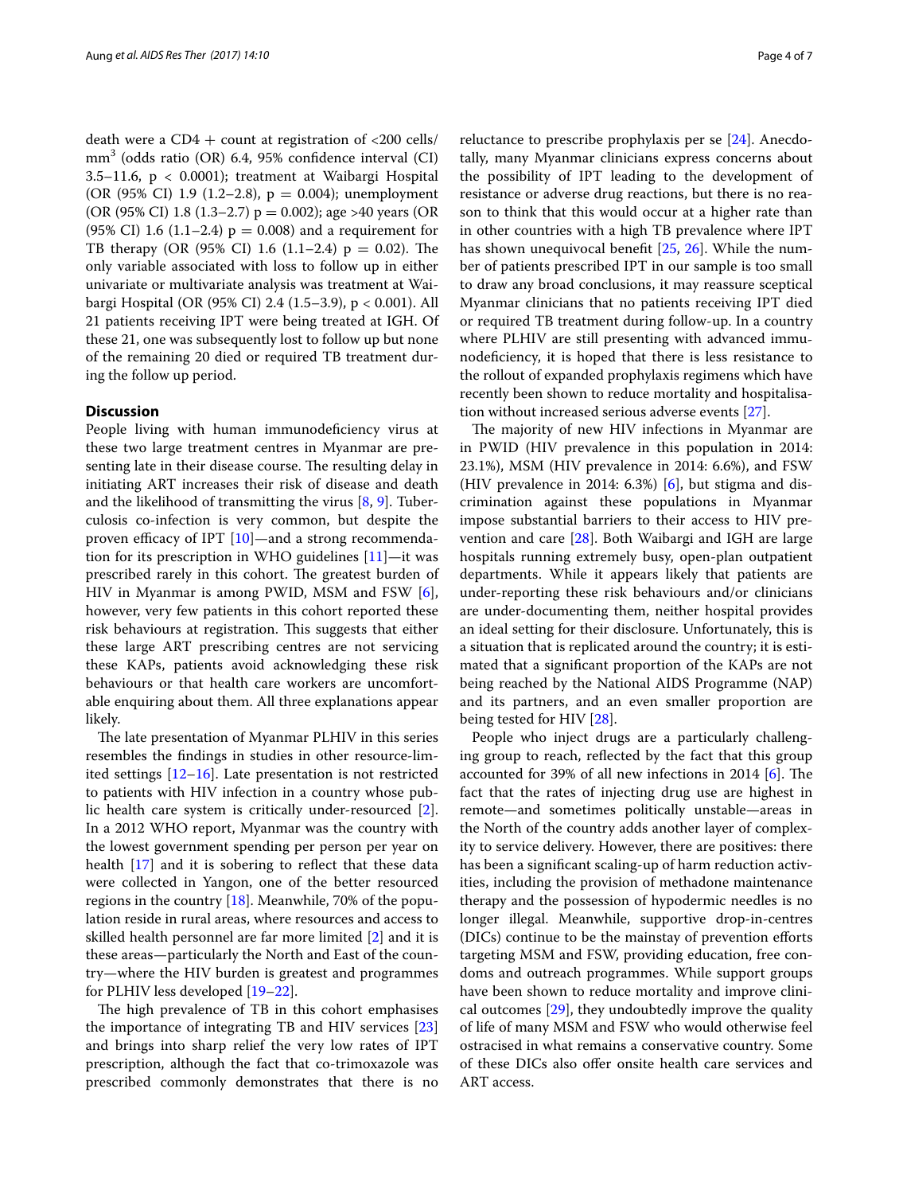death were a CD4 + count at registration of <200 cells/mm$^3$ (odds ratio (OR) 6.4, 95% confidence interval (CI) 3.5–11.6, $p < 0.0001$); treatment at Waibargi Hospital (OR (95% CI) 1.9 (1.2–2.8), $p = 0.004$); unemployment (OR (95% CI) 1.8 (1.3–2.7) $p = 0.002$); age >40 years (OR (95% CI) 1.6 (1.1–2.4) $p = 0.008$) and a requirement for TB therapy (OR (95% CI) 1.6 (1.1–2.4) $p = 0.02$). The only variable associated with loss to follow up in either univariate or multivariate analysis was treatment at Waibargi Hospital (OR (95% CI) 2.4 (1.5–3.9), $p < 0.001$). All 21 patients receiving IPT were being treated at IGH. Of these 21, one was subsequently lost to follow up but none of the remaining 20 died or required TB treatment during the follow up period.

## Discussion

People living with human immunodeficiency virus at these two large treatment centres in Myanmar are presenting late in their disease course. The resulting delay in initiating ART increases their risk of disease and death and the likelihood of transmitting the virus [8, 9]. Tuberculosis co-infection is very common, but despite the proven efficacy of IPT [10]—and a strong recommendation for its prescription in WHO guidelines [11]—it was prescribed rarely in this cohort. The greatest burden of HIV in Myanmar is among PWID, MSM and FSW [6], however, very few patients in this cohort reported these risk behaviours at registration. This suggests that either these large ART prescribing centres are not servicing these KAPs, patients avoid acknowledging these risk behaviours or that health care workers are uncomfortable enquiring about them. All three explanations appear likely.

The late presentation of Myanmar PLHIV in this series resembles the findings in studies in other resource-limited settings [12–16]. Late presentation is not restricted to patients with HIV infection in a country whose public health care system is critically under-resourced [2]. In a 2012 WHO report, Myanmar was the country with the lowest government spending per person per year on health [17] and it is sobering to reflect that these data were collected in Yangon, one of the better resourced regions in the country [18]. Meanwhile, 70% of the population reside in rural areas, where resources and access to skilled health personnel are far more limited [2] and it is these areas—particularly the North and East of the country—where the HIV burden is greatest and programmes for PLHIV less developed [19–22].

The high prevalence of TB in this cohort emphasises the importance of integrating TB and HIV services [23] and brings into sharp relief the very low rates of IPT prescription, although the fact that co-trimoxazole was prescribed commonly demonstrates that there is no reluctance to prescribe prophylaxis per se [24]. Anecdotally, many Myanmar clinicians express concerns about the possibility of IPT leading to the development of resistance or adverse drug reactions, but there is no reason to think that this would occur at a higher rate than in other countries with a high TB prevalence where IPT has shown unequivocal benefit [25, 26]. While the number of patients prescribed IPT in our sample is too small to draw any broad conclusions, it may reassure sceptical Myanmar clinicians that no patients receiving IPT died or required TB treatment during follow-up. In a country where PLHIV are still presenting with advanced immunodeficiency, it is hoped that there is less resistance to the rollout of expanded prophylaxis regimens which have recently been shown to reduce mortality and hospitalisation without increased serious adverse events [27].

The majority of new HIV infections in Myanmar are in PWID (HIV prevalence in this population in 2014: 23.1%), MSM (HIV prevalence in 2014: 6.6%), and FSW (HIV prevalence in 2014: 6.3%) [6], but stigma and discrimination against these populations in Myanmar impose substantial barriers to their access to HIV prevention and care [28]. Both Waibargi and IGH are large hospitals running extremely busy, open-plan outpatient departments. While it appears likely that patients are under-reporting these risk behaviours and/or clinicians are under-documenting them, neither hospital provides an ideal setting for their disclosure. Unfortunately, this is a situation that is replicated around the country; it is estimated that a significant proportion of the KAPs are not being reached by the National AIDS Programme (NAP) and its partners, and an even smaller proportion are being tested for HIV [28].

People who inject drugs are a particularly challenging group to reach, reflected by the fact that this group accounted for 39% of all new infections in 2014 [6]. The fact that the rates of injecting drug use are highest in remote—and sometimes politically unstable—areas in the North of the country adds another layer of complexity to service delivery. However, there are positives: there has been a significant scaling-up of harm reduction activities, including the provision of methadone maintenance therapy and the possession of hypodermic needles is no longer illegal. Meanwhile, supportive drop-in-centres (DICs) continue to be the mainstay of prevention efforts targeting MSM and FSW, providing education, free condoms and outreach programmes. While support groups have been shown to reduce mortality and improve clinical outcomes [29], they undoubtedly improve the quality of life of many MSM and FSW who would otherwise feel ostracised in what remains a conservative country. Some of these DICs also offer onsite health care services and ART access.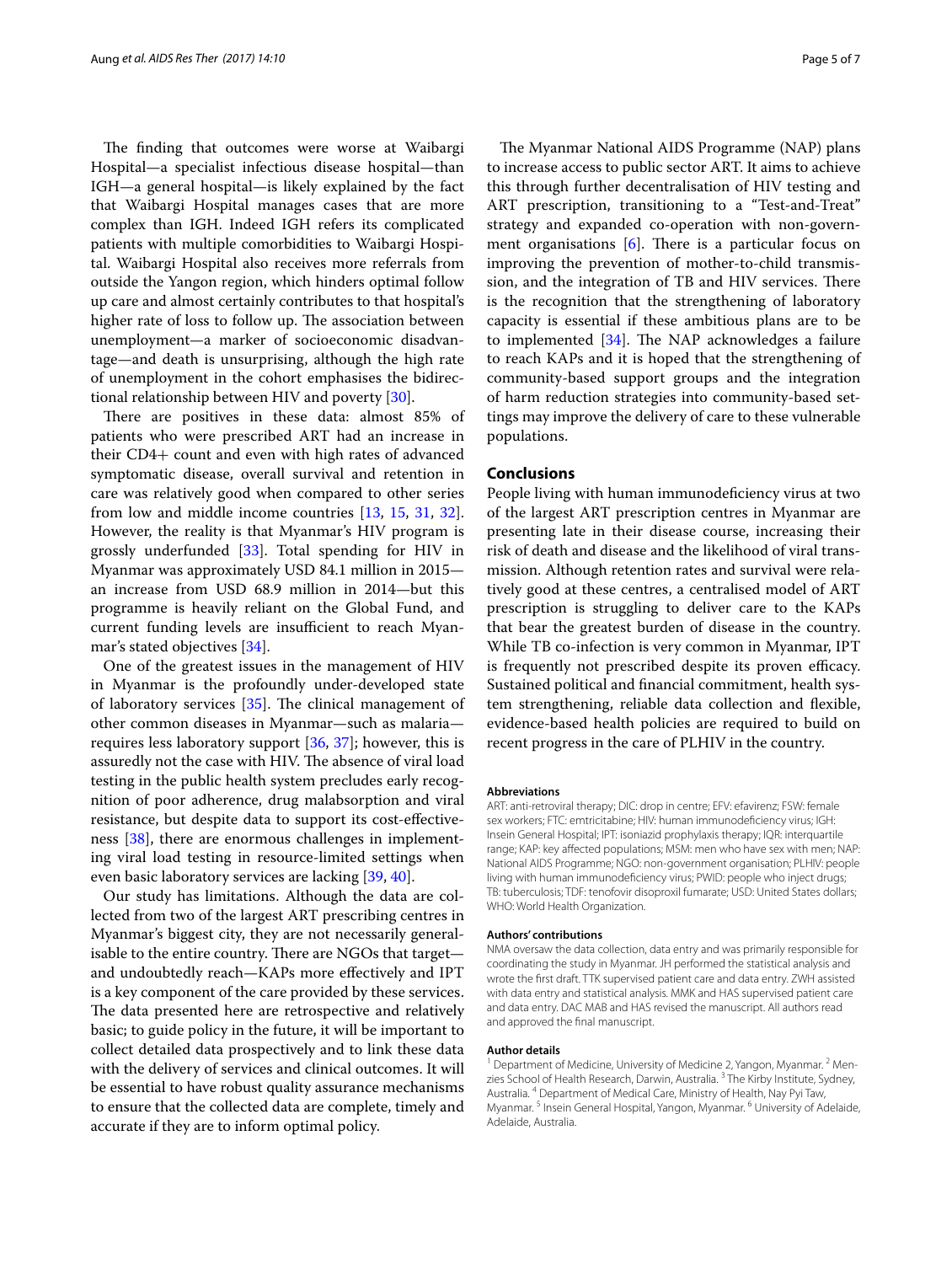The finding that outcomes were worse at Waibargi Hospital—a specialist infectious disease hospital—than IGH—a general hospital—is likely explained by the fact that Waibargi Hospital manages cases that are more complex than IGH. Indeed IGH refers its complicated patients with multiple comorbidities to Waibargi Hospital. Waibargi Hospital also receives more referrals from outside the Yangon region, which hinders optimal follow up care and almost certainly contributes to that hospital's higher rate of loss to follow up. The association between unemployment—a marker of socioeconomic disadvantage—and death is unsurprising, although the high rate of unemployment in the cohort emphasises the bidirectional relationship between HIV and poverty [30].

There are positives in these data: almost 85% of patients who were prescribed ART had an increase in their CD4+ count and even with high rates of advanced symptomatic disease, overall survival and retention in care was relatively good when compared to other series from low and middle income countries [13, 15, 31, 32]. However, the reality is that Myanmar's HIV program is grossly underfunded [33]. Total spending for HIV in Myanmar was approximately USD 84.1 million in 2015—an increase from USD 68.9 million in 2014—but this programme is heavily reliant on the Global Fund, and current funding levels are insufficient to reach Myanmar's stated objectives [34].

One of the greatest issues in the management of HIV in Myanmar is the profoundly under-developed state of laboratory services [35]. The clinical management of other common diseases in Myanmar—such as malaria—requires less laboratory support [36, 37]; however, this is assuredly not the case with HIV. The absence of viral load testing in the public health system precludes early recognition of poor adherence, drug malabsorption and viral resistance, but despite data to support its cost-effectiveness [38], there are enormous challenges in implementing viral load testing in resource-limited settings when even basic laboratory services are lacking [39, 40].

Our study has limitations. Although the data are collected from two of the largest ART prescribing centres in Myanmar's biggest city, they are not necessarily generalisable to the entire country. There are NGOs that target—and undoubtedly reach—KAPs more effectively and IPT is a key component of the care provided by these services. The data presented here are retrospective and relatively basic; to guide policy in the future, it will be important to collect detailed data prospectively and to link these data with the delivery of services and clinical outcomes. It will be essential to have robust quality assurance mechanisms to ensure that the collected data are complete, timely and accurate if they are to inform optimal policy.

The Myanmar National AIDS Programme (NAP) plans to increase access to public sector ART. It aims to achieve this through further decentralisation of HIV testing and ART prescription, transitioning to a "Test-and-Treat" strategy and expanded co-operation with non-government organisations [6]. There is a particular focus on improving the prevention of mother-to-child transmission, and the integration of TB and HIV services. There is the recognition that the strengthening of laboratory capacity is essential if these ambitious plans are to be to implemented [34]. The NAP acknowledges a failure to reach KAPs and it is hoped that the strengthening of community-based support groups and the integration of harm reduction strategies into community-based settings may improve the delivery of care to these vulnerable populations.

## Conclusions

People living with human immunodeficiency virus at two of the largest ART prescription centres in Myanmar are presenting late in their disease course, increasing their risk of death and disease and the likelihood of viral transmission. Although retention rates and survival were relatively good at these centres, a centralised model of ART prescription is struggling to deliver care to the KAPs that bear the greatest burden of disease in the country. While TB co-infection is very common in Myanmar, IPT is frequently not prescribed despite its proven efficacy. Sustained political and financial commitment, health system strengthening, reliable data collection and flexible, evidence-based health policies are required to build on recent progress in the care of PLHIV in the country.

#### Abbreviations

ART: anti-retroviral therapy; DIC: drop in centre; EFV: efavirenz; FSW: female sex workers; FTC: emtricitabine; HIV: human immunodeficiency virus; IGH: Insein General Hospital; IPT: isoniazid prophylaxis therapy; IQR: interquartile range; KAP: key affected populations; MSM: men who have sex with men; NAP: National AIDS Programme; NGO: non-government organisation; PLHIV: people living with human immunodeficiency virus; PWID: people who inject drugs; TB: tuberculosis; TDF: tenofovir disoproxil fumarate; USD: United States dollars; WHO: World Health Organization.

#### Authors' contributions

NMA oversaw the data collection, data entry and was primarily responsible for coordinating the study in Myanmar. JH performed the statistical analysis and wrote the first draft. TTK supervised patient care and data entry. ZWH assisted with data entry and statistical analysis. MMK and HAS supervised patient care and data entry. DAC MAB and HAS revised the manuscript. All authors read and approved the final manuscript.

#### Author details

[1] Department of Medicine, University of Medicine 2, Yangon, Myanmar. [2] Menzies School of Health Research, Darwin, Australia. [3] The Kirby Institute, Sydney, Australia. [4] Department of Medical Care, Ministry of Health, Nay Pyi Taw, Myanmar. [5] Insein General Hospital, Yangon, Myanmar. [6] University of Adelaide, Adelaide, Australia.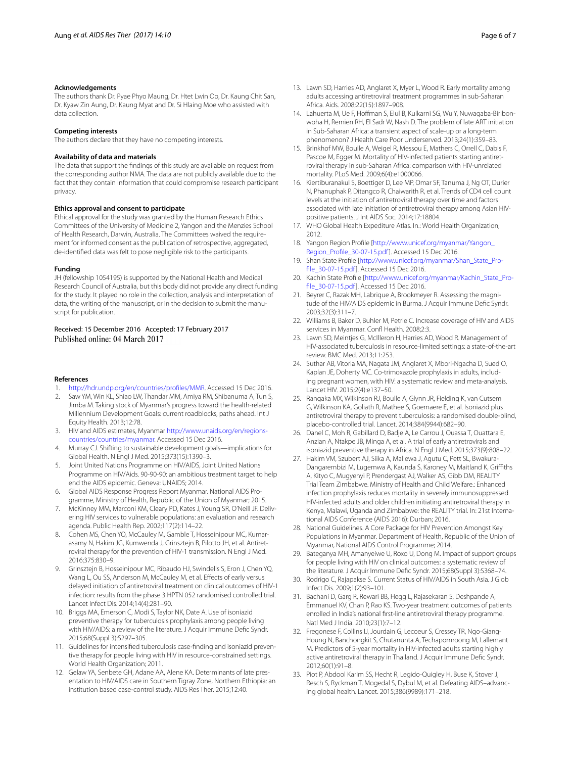### Acknowledgements

The authors thank Dr. Pyae Phyo Maung, Dr. Htet Lwin Oo, Dr. Kaung Chit San, Dr. Kyaw Zin Aung, Dr. Kaung Myat and Dr. Si Hlaing Moe who assisted with data collection.

### Competing interests

The authors declare that they have no competing interests.

### Availability of data and materials

The data that support the findings of this study are available on request from the corresponding author NMA. The data are not publicly available due to the fact that they contain information that could compromise research participant privacy.

### Ethics approval and consent to participate

Ethical approval for the study was granted by the Human Research Ethics Committees of the University of Medicine 2, Yangon and the Menzies School of Health Research, Darwin, Australia. The Committees waived the requirement for informed consent as the publication of retrospective, aggregated, de-identified data was felt to pose negligible risk to the participants.

### Funding

JH (fellowship 1054195) is supported by the National Health and Medical Research Council of Australia, but this body did not provide any direct funding for the study. It played no role in the collection, analysis and interpretation of data, the writing of the manuscript, or in the decision to submit the manuscript for publication.

Received: 15 December 2016 Accepted: 17 February 2017
Published online: 04 March 2017

### References

1. http://hdr.undp.org/en/countries/profiles/MMR. Accessed 15 Dec 2016.
2. Saw YM, Win KL, Shiao LW, Thandar MM, Amiya RM, Shibanuma A, Tun S, Jimba M. Taking stock of Myanmar's progress toward the health-related Millennium Development Goals: current roadblocks, paths ahead. Int J Equity Health. 2013;12:78.
3. HIV and AIDS estimates, Myanmar http://www.unaids.org/en/regions-countries/countries/myanmar. Accessed 15 Dec 2016.
4. Murray CJ. Shifting to sustainable development goals—implications for Global Health. N Engl J Med. 2015;373(15):1390–3.
5. Joint United Nations Programme on HIV/AIDS, Joint United Nations Programme on HIV/Aids. 90-90-90: an ambitious treatment target to help end the AIDS epidemic. Geneva: UNAIDS; 2014.
6. Global AIDS Response Progress Report Myanmar. National AIDS Programme, Ministry of Health, Republic of the Union of Myanmar; 2015.
7. McKinney MM, Marconi KM, Cleary PD, Kates J, Young SR, O'Neill JF. Delivering HIV services to vulnerable populations: an evaluation and research agenda. Public Health Rep. 2002;117(2):114–22.
8. Cohen MS, Chen YQ, McCauley M, Gamble T, Hosseinipour MC, Kumarasamy N, Hakim JG, Kumwenda J, Grinsztejn B, Pilotto JH, et al. Antiretroviral therapy for the prevention of HIV-1 transmission. N Engl J Med. 2016;375:830–9.
9. Grinsztejn B, Hosseinipour MC, Ribaudo HJ, Swindells S, Eron J, Chen YQ, Wang L, Ou SS, Anderson M, McCauley M, et al. Effects of early versus delayed initiation of antiretroviral treatment on clinical outcomes of HIV-1 infection: results from the phase 3 HPTN 052 randomised controlled trial. Lancet Infect Dis. 2014;14(4):281–90.
10. Briggs MA, Emerson C, Modi S, Taylor NK, Date A. Use of isoniazid preventive therapy for tuberculosis prophylaxis among people living with HIV/AIDS: a review of the literature. J Acquir Immune Defic Syndr. 2015;68(Suppl 3):S297–305.
11. Guidelines for intensified tuberculosis case-finding and isoniazid preventive therapy for people living with HIV in resource-constrained settings. World Health Organization; 2011.
12. Gelaw YA, Senbete GH, Adane AA, Alene KA. Determinants of late presentation to HIV/AIDS care in Southern Tigray Zone, Northern Ethiopia: an institution based case-control study. AIDS Res Ther. 2015;12:40.
13. Lawn SD, Harries AD, Anglaret X, Myer L, Wood R. Early mortality among adults accessing antiretroviral treatment programmes in sub-Saharan Africa. Aids. 2008;22(15):1897–908.
14. Lahuerta M, Ue F, Hoffman S, Elul B, Kulkarni SG, Wu Y, Nuwagaba-Biribonwoha H, Remien RH, El Sadr W, Nash D. The problem of late ART initiation in Sub-Saharan Africa: a transient aspect of scale-up or a long-term phenomenon? J Health Care Poor Underserved. 2013;24(1):359–83.
15. Brinkhof MW, Boulle A, Weigel R, Messou E, Mathers C, Orrell C, Dabis F, Pascoe M, Egger M. Mortality of HIV-infected patients starting antiretroviral therapy in sub-Saharan Africa: comparison with HIV-unrelated mortality. PLoS Med. 2009;6(4):e1000066.
16. Kiertiburanakul S, Boettiger D, Lee MP, Omar SF, Tanuma J, Ng OT, Durier N, Phanuphak P, Ditangco R, Chaiwarith R, et al. Trends of CD4 cell count levels at the initiation of antiretroviral therapy over time and factors associated with late initiation of antiretroviral therapy among Asian HIV-positive patients. J Int AIDS Soc. 2014;17:18804.
17. WHO Global Health Expediture Atlas. In.: World Health Organization; 2012.
18. Yangon Region Profile [http://www.unicef.org/myanmar/Yangon_Region_Profile_30-07-15.pdf]. Accessed 15 Dec 2016.
19. Shan State Profile [http://www.unicef.org/myanmar/Shan_State_Profile_30-07-15.pdf]. Accessed 15 Dec 2016.
20. Kachin State Profile [http://www.unicef.org/myanmar/Kachin_State_Profile_30-07-15.pdf]. Accessed 15 Dec 2016.
21. Beyrer C, Razak MH, Labrique A, Brookmeyer R. Assessing the magnitude of the HIV/AIDS epidemic in Burma. J Acquir Immune Defic Syndr. 2003;32(3):311–7.
22. Williams B, Baker D, Buhler M, Petrie C. Increase coverage of HIV and AIDS services in Myanmar. Confl Health. 2008;2:3.
23. Lawn SD, Meintjes G, McIlleron H, Harries AD, Wood R. Management of HIV-associated tuberculosis in resource-limited settings: a state-of-the-art review. BMC Med. 2013;11:253.
24. Suthar AB, Vitoria MA, Nagata JM, Anglaret X, Mbori-Ngacha D, Sued O, Kaplan JE, Doherty MC. Co-trimoxazole prophylaxis in adults, including pregnant women, with HIV: a systematic review and meta-analysis. Lancet HIV. 2015;2(4):e137–50.
25. Rangaka MX, Wilkinson RJ, Boulle A, Glynn JR, Fielding K, van Cutsem G, Wilkinson KA, Goliath R, Mathee S, Goemaere E, et al. Isoniazid plus antiretroviral therapy to prevent tuberculosis: a randomised double-blind, placebo-controlled trial. Lancet. 2014;384(9944):682–90.
26. Danel C, Moh R, Gabillard D, Badje A, Le Carrou J, Ouassa T, Ouattara E, Anzian A, Ntakpe JB, Minga A, et al. A trial of early antiretrovirals and isoniazid preventive therapy in Africa. N Engl J Med. 2015;373(9):808–22.
27. Hakim VM, Szubert AJ, Siika A, Mallewa J, Agutu C, Pett SL, Bwakura-Dangarembizi M, Lugemwa A, Kaunda S, Karoney M, Maitland K, Griffiths A, Kityo C, Mugyenyi P, Prendergast AJ, Walker AS, Gibb DM, REALITY Trial Team Zimbabwe. Ministry of Health and Child Welfare.: Enhanced infection prophylaxis reduces mortality in severely immunosuppressed HIV-infected adults and older children initiating antiretroviral therapy in Kenya, Malawi, Uganda and Zimbabwe: the REALITY trial. In: 21st International AIDS Conference (AIDS 2016): Durban; 2016.
28. National Guidelines. A Core Package for HIV Prevention Amongst Key Populations in Myanmar. Department of Health, Republic of the Union of Myanmar, National AIDS Control Programme; 2014.
29. Bateganya MH, Amanyeiwe U, Roxo U, Dong M. Impact of support groups for people living with HIV on clinical outcomes: a systematic review of the literature. J Acquir Immune Defic Syndr. 2015;68(Suppl 3):S368–74.
30. Rodrigo C, Rajapakse S. Current Status of HIV/AIDS in South Asia. J Glob Infect Dis. 2009;1(2):93–101.
31. Bachani D, Garg R, Rewari BB, Hegg L, Rajasekaran S, Deshpande A, Emmanuel KV, Chan P, Rao KS. Two-year treatment outcomes of patients enrolled in India's national first-line antiretroviral therapy programme. Natl Med J India. 2010;23(1):7–12.
32. Fregonese F, Collins IJ, Jourdain G, Lecoeur S, Cressey TR, Ngo-Giang-Houng N, Banchongkit S, Chutanunta A, Techapornroong M, Lallemant M. Predictors of 5-year mortality in HIV-infected adults starting highly active antiretroviral therapy in Thailand. J Acquir Immune Defic Syndr. 2012;60(1):91–8.
33. Piot P, Abdool Karim SS, Hecht R, Legido-Quigley H, Buse K, Stover J, Resch S, Ryckman T, Mogedal S, Dybul M, et al. Defeating AIDS–advancing global health. Lancet. 2015;386(9989):171–218.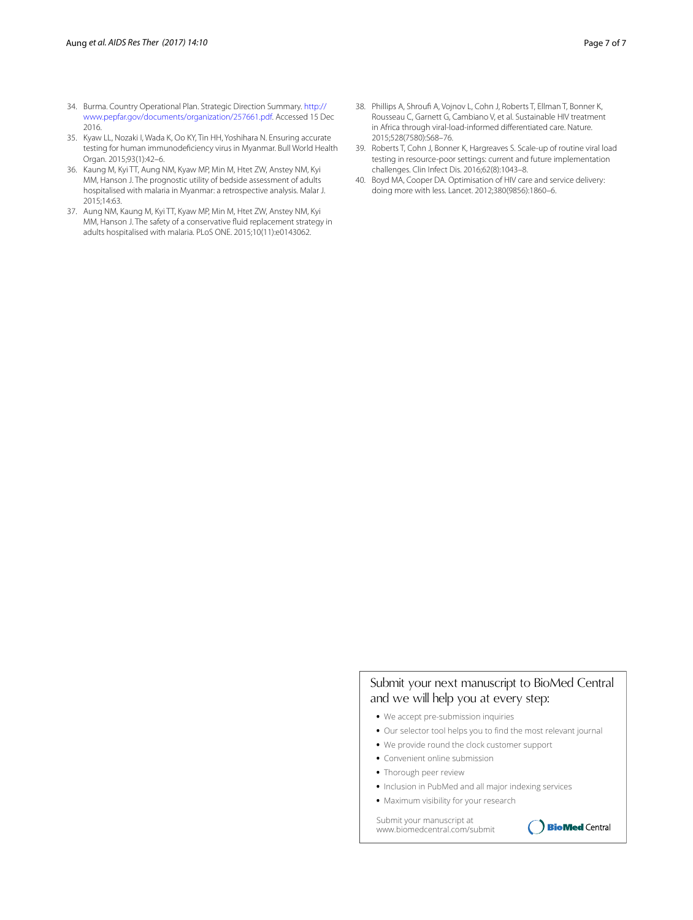34. Burma. Country Operational Plan. Strategic Direction Summary. http://www.pepfar.gov/documents/organization/257661.pdf. Accessed 15 Dec 2016.
35. Kyaw LL, Nozaki I, Wada K, Oo KY, Tin HH, Yoshihara N. Ensuring accurate testing for human immunodeficiency virus in Myanmar. Bull World Health Organ. 2015;93(1):42–6.
36. Kaung M, Kyi TT, Aung NM, Kyaw MP, Min M, Htet ZW, Anstey NM, Kyi MM, Hanson J. The prognostic utility of bedside assessment of adults hospitalised with malaria in Myanmar: a retrospective analysis. Malar J. 2015;14:63.
37. Aung NM, Kaung M, Kyi TT, Kyaw MP, Min M, Htet ZW, Anstey NM, Kyi MM, Hanson J. The safety of a conservative fluid replacement strategy in adults hospitalised with malaria. PLoS ONE. 2015;10(11):e0143062.
38. Phillips A, Shroufi A, Vojnov L, Cohn J, Roberts T, Ellman T, Bonner K, Rousseau C, Garnett G, Cambiano V, et al. Sustainable HIV treatment in Africa through viral-load-informed differentiated care. Nature. 2015;528(7580):S68–76.
39. Roberts T, Cohn J, Bonner K, Hargreaves S. Scale-up of routine viral load testing in resource-poor settings: current and future implementation challenges. Clin Infect Dis. 2016;62(8):1043–8.
40. Boyd MA, Cooper DA. Optimisation of HIV care and service delivery: doing more with less. Lancet. 2012;380(9856):1860–6.

Submit your next manuscript to BioMed Central and we will help you at every step:

- We accept pre-submission inquiries
- Our selector tool helps you to find the most relevant journal
- We provide round the clock customer support
- Convenient online submission
- Thorough peer review
- Inclusion in PubMed and all major indexing services
- Maximum visibility for your research

Submit your manuscript at www.biomedcentral.com/submit

BioMed Central